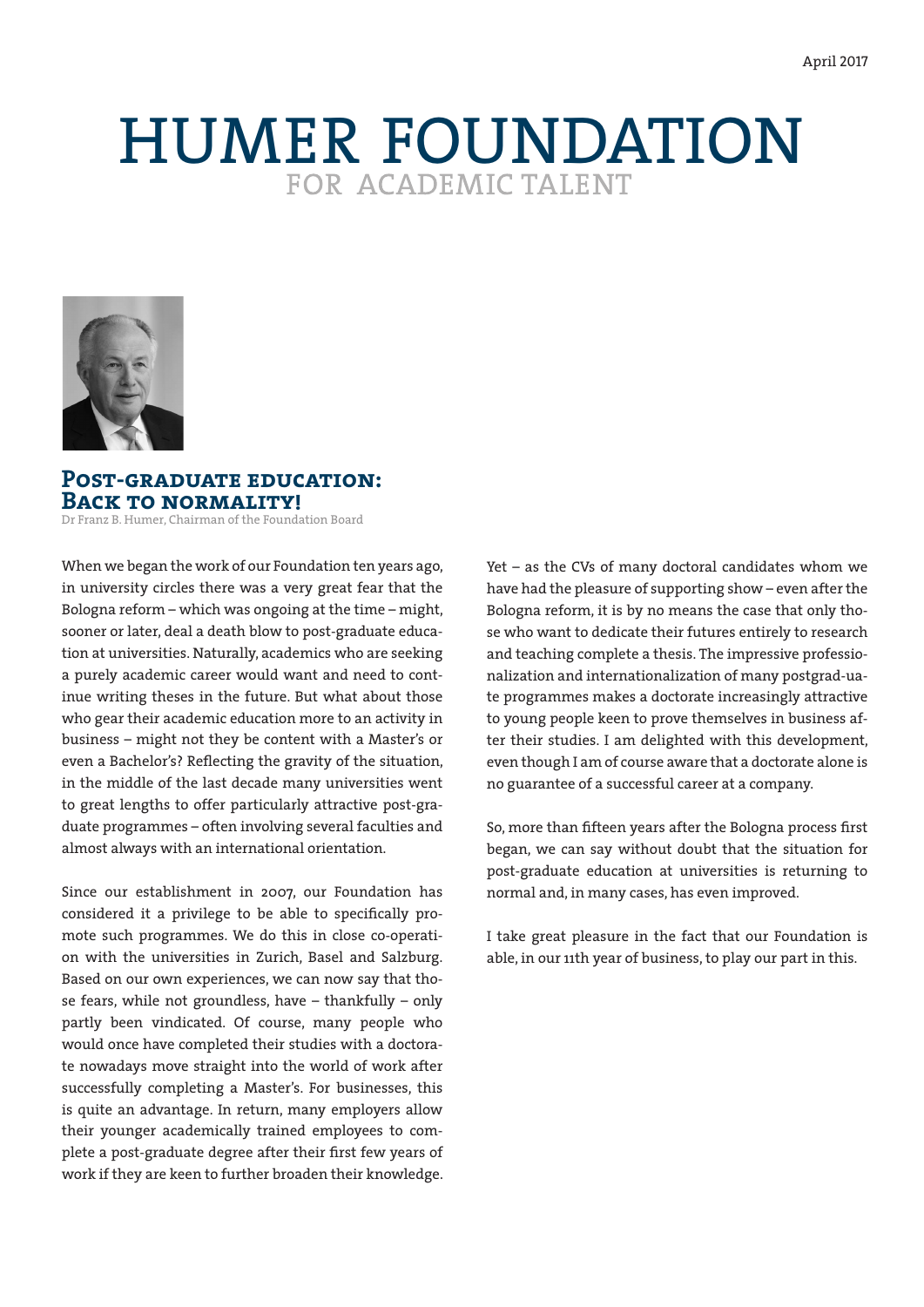April 2017

# HUMER FOUNDATION
FOR ACADEMIC TALENT

## Post-graduate education: Back to normality!

Dr Franz B. Humer, Chairman of the Foundation Board

When we began the work of our Foundation ten years ago, in university circles there was a very great fear that the Bologna reform – which was ongoing at the time – might, sooner or later, deal a death blow to post-graduate education at universities. Naturally, academics who are seeking a purely academic career would want and need to continue writing theses in the future. But what about those who gear their academic education more to an activity in business – might not they be content with a Master's or even a Bachelor's? Reflecting the gravity of the situation, in the middle of the last decade many universities went to great lengths to offer particularly attractive post-graduate programmes – often involving several faculties and almost always with an international orientation.

Since our establishment in 2007, our Foundation has considered it a privilege to be able to specifically promote such programmes. We do this in close co-operation with the universities in Zurich, Basel and Salzburg. Based on our own experiences, we can now say that those fears, while not groundless, have – thankfully – only partly been vindicated. Of course, many people who would once have completed their studies with a doctorate nowadays move straight into the world of work after successfully completing a Master's. For businesses, this is quite an advantage. In return, many employers allow their younger academically trained employees to complete a post-graduate degree after their first few years of work if they are keen to further broaden their knowledge.

Yet – as the CVs of many doctoral candidates whom we have had the pleasure of supporting show – even after the Bologna reform, it is by no means the case that only those who want to dedicate their futures entirely to research and teaching complete a thesis. The impressive professionalization and internationalization of many postgrad-uate programmes makes a doctorate increasingly attractive to young people keen to prove themselves in business after their studies. I am delighted with this development, even though I am of course aware that a doctorate alone is no guarantee of a successful career at a company.

So, more than fifteen years after the Bologna process first began, we can say without doubt that the situation for post-graduate education at universities is returning to normal and, in many cases, has even improved.

I take great pleasure in the fact that our Foundation is able, in our 11th year of business, to play our part in this.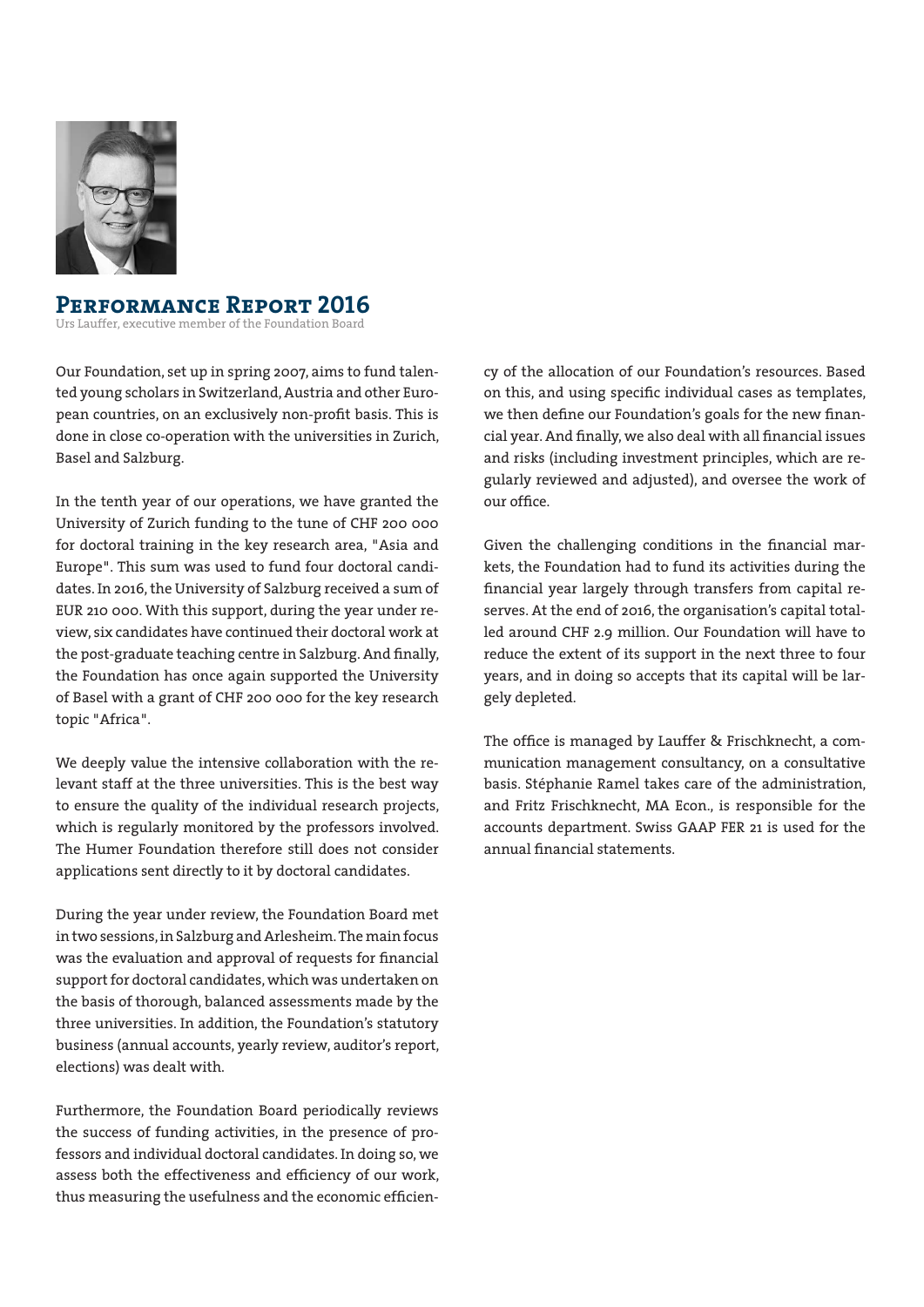# Performance Report 2016

Urs Lauffer, executive member of the Foundation Board

Our Foundation, set up in spring 2007, aims to fund talented young scholars in Switzerland, Austria and other European countries, on an exclusively non-profit basis. This is done in close co-operation with the universities in Zurich, Basel and Salzburg.

In the tenth year of our operations, we have granted the University of Zurich funding to the tune of CHF 200 000 for doctoral training in the key research area, "Asia and Europe". This sum was used to fund four doctoral candidates. In 2016, the University of Salzburg received a sum of EUR 210 000. With this support, during the year under review, six candidates have continued their doctoral work at the post-graduate teaching centre in Salzburg. And finally, the Foundation has once again supported the University of Basel with a grant of CHF 200 000 for the key research topic "Africa".

We deeply value the intensive collaboration with the relevant staff at the three universities. This is the best way to ensure the quality of the individual research projects, which is regularly monitored by the professors involved. The Humer Foundation therefore still does not consider applications sent directly to it by doctoral candidates.

During the year under review, the Foundation Board met in two sessions, in Salzburg and Arlesheim. The main focus was the evaluation and approval of requests for financial support for doctoral candidates, which was undertaken on the basis of thorough, balanced assessments made by the three universities. In addition, the Foundation's statutory business (annual accounts, yearly review, auditor's report, elections) was dealt with.

Furthermore, the Foundation Board periodically reviews the success of funding activities, in the presence of professors and individual doctoral candidates. In doing so, we assess both the effectiveness and efficiency of our work, thus measuring the usefulness and the economic efficiency of the allocation of our Foundation's resources. Based on this, and using specific individual cases as templates, we then define our Foundation's goals for the new financial year. And finally, we also deal with all financial issues and risks (including investment principles, which are regularly reviewed and adjusted), and oversee the work of our office.

Given the challenging conditions in the financial markets, the Foundation had to fund its activities during the financial year largely through transfers from capital reserves. At the end of 2016, the organisation's capital totalled around CHF 2.9 million. Our Foundation will have to reduce the extent of its support in the next three to four years, and in doing so accepts that its capital will be largely depleted.

The office is managed by Lauffer & Frischknecht, a communication management consultancy, on a consultative basis. Stéphanie Ramel takes care of the administration, and Fritz Frischknecht, MA Econ., is responsible for the accounts department. Swiss GAAP FER 21 is used for the annual financial statements.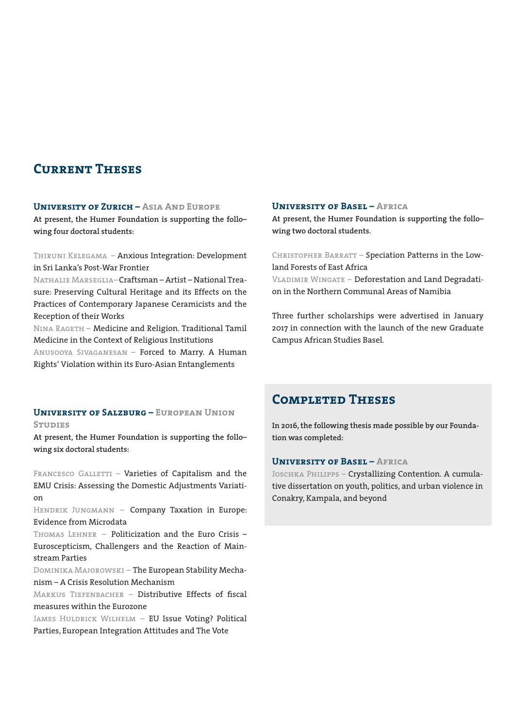# Current Theses

### University of Zurich – Asia And Europe

**At present, the Humer Foundation is supporting the following four doctoral students:**

Thiruni Kelegama – Anxious Integration: Development in Sri Lanka's Post-War Frontier

Nathalie Marseglia – Craftsman – Artist – National Treasure: Preserving Cultural Heritage and its Effects on the Practices of Contemporary Japanese Ceramicists and the Reception of their Works

Nina Rageth – Medicine and Religion. Traditional Tamil Medicine in the Context of Religious Institutions

Anusooya Sivaganesan – Forced to Marry. A Human Rights' Violation within its Euro-Asian Entanglements

### University of Salzburg – European Union Studies

**At present, the Humer Foundation is supporting the following six doctoral students:**

Francesco Galletti – Varieties of Capitalism and the EMU Crisis: Assessing the Domestic Adjustments Variation

Hendrik Jungmann – Company Taxation in Europe: Evidence from Microdata

Thomas Lehner – Politicization and the Euro Crisis – Euroscepticism, Challengers and the Reaction of Mainstream Parties

Dominika Majorowski – The European Stability Mechanism – A Crisis Resolution Mechanism

Markus Tiefenbacher – Distributive Effects of fiscal measures within the Eurozone

James Huldrick Wilhelm – EU Issue Voting? Political Parties, European Integration Attitudes and The Vote

### University of Basel – Africa

**At present, the Humer Foundation is supporting the following two doctoral students.**

Christopher Barratt – Speciation Patterns in the Lowland Forests of East Africa

Vladimir Wingate – Deforestation and Land Degradation in the Northern Communal Areas of Namibia

Three further scholarships were advertised in January 2017 in connection with the launch of the new Graduate Campus African Studies Basel.

# Completed Theses

**In 2016, the following thesis made possible by our Foundation was completed:**

### University of Basel – Africa

Joschka Philipps – Crystallizing Contention. A cumulative dissertation on youth, politics, and urban violence in Conakry, Kampala, and beyond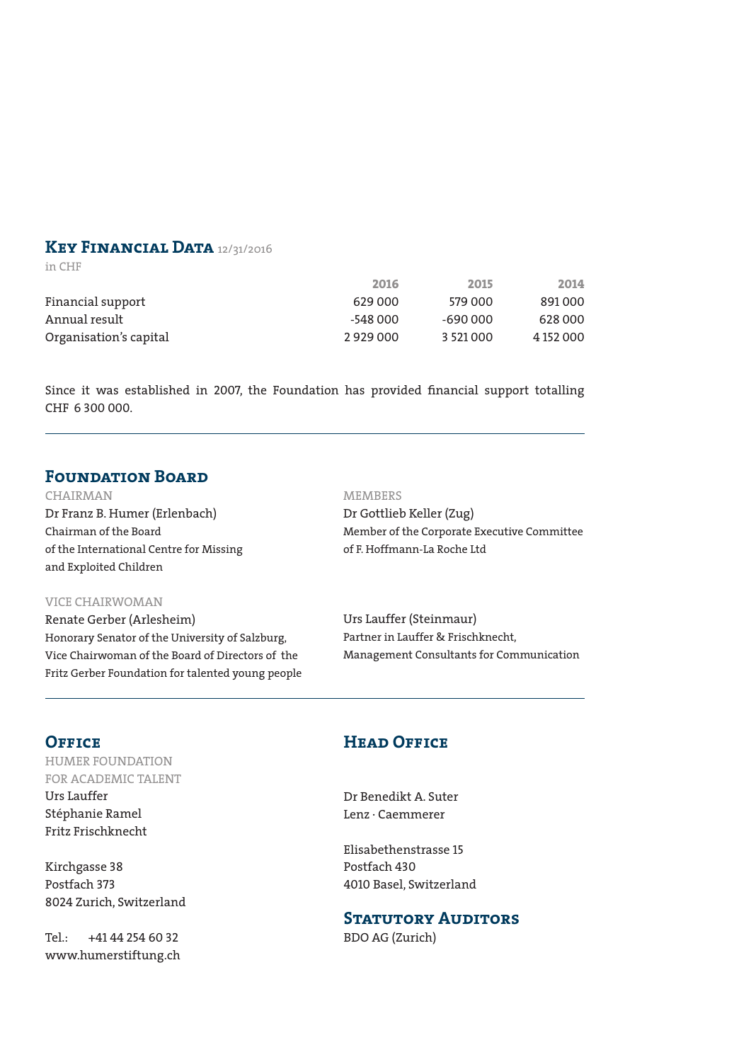## Key Financial Data 12/31/2016

in CHF

| | 2016 | 2015 | 2014 |
|---|---|---|---|
| Financial support | 629 000 | 579 000 | 891 000 |
| Annual result | -548 000 | -690 000 | 628 000 |
| Organisation's capital | 2 929 000 | 3 521 000 | 4 152 000 |

Since it was established in 2007, the Foundation has provided financial support totalling CHF 6 300 000.

---

## Foundation Board

CHAIRMAN

Dr Franz B. Humer (Erlenbach)
Chairman of the Board
of the International Centre for Missing
and Exploited Children

VICE CHAIRWOMAN

Renate Gerber (Arlesheim)
Honorary Senator of the University of Salzburg,
Vice Chairwoman of the Board of Directors of the
Fritz Gerber Foundation for talented young people

MEMBERS

Dr Gottlieb Keller (Zug)
Member of the Corporate Executive Committee
of F. Hoffmann-La Roche Ltd

Urs Lauffer (Steinmaur)
Partner in Lauffer & Frischknecht,
Management Consultants for Communication

---

## Office

HUMER FOUNDATION
FOR ACADEMIC TALENT

Urs Lauffer
Stéphanie Ramel
Fritz Frischknecht

Kirchgasse 38
Postfach 373
8024 Zurich, Switzerland

Tel.: +41 44 254 60 32
www.humerstiftung.ch

## Head Office

Dr Benedikt A. Suter
Lenz · Caemmerer

Elisabethenstrasse 15
Postfach 430
4010 Basel, Switzerland

## Statutory Auditors

BDO AG (Zurich)